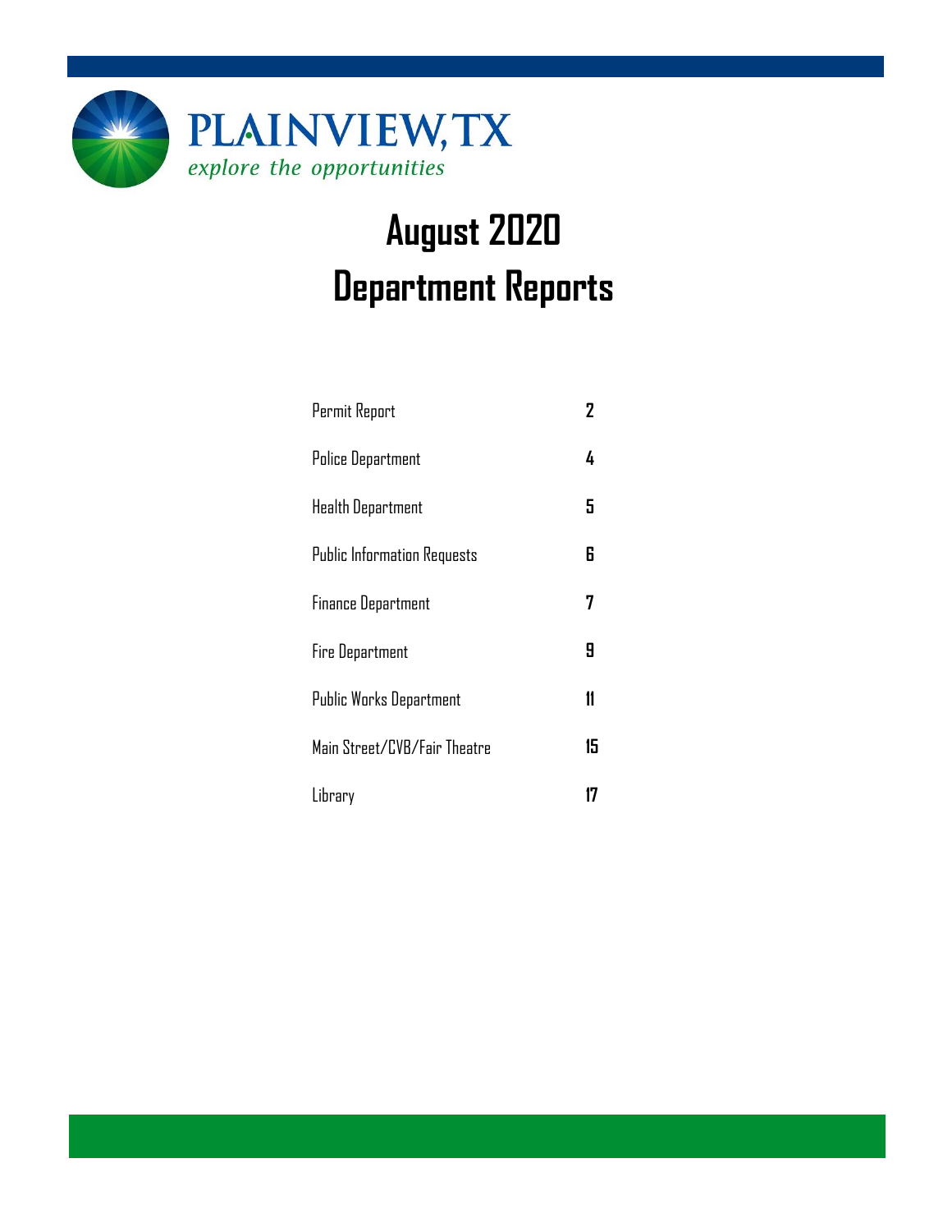PLAINVIEW, TX

*explore the opportunities*

# August 2020
# Department Reports

| | |
|---|---|
| Permit Report | **2** |
| Police Department | **4** |
| Health Department | **5** |
| Public Information Requests | **6** |
| Finance Department | **7** |
| Fire Department | **9** |
| Public Works Department | **11** |
| Main Street/CVB/Fair Theatre | **15** |
| Library | **17** |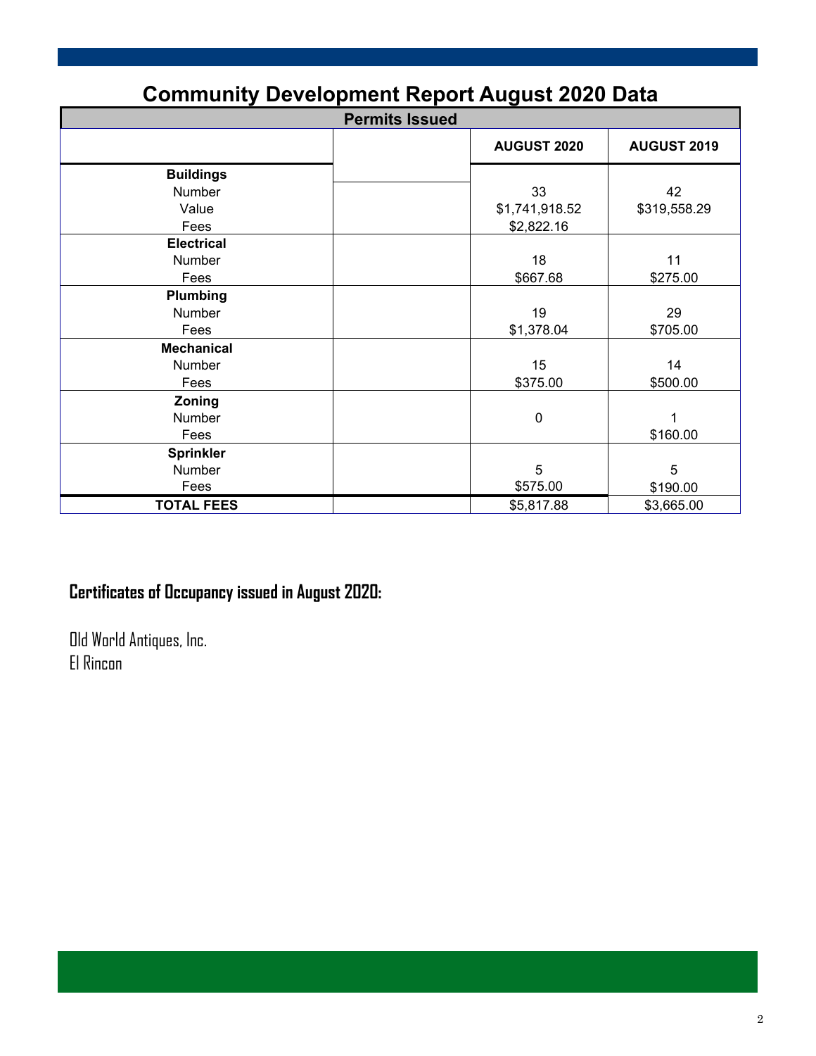# Community Development Report August 2020 Data

| Permits Issued | | | |
|---|---|---|---|
| | | AUGUST 2020 | AUGUST 2019 |
| **Buildings** | | | |
| Number | | 33 | 42 |
| Value | | $1,741,918.52 | $319,558.29 |
| Fees | | $2,822.16 | |
| **Electrical** | | | |
| Number | | 18 | 11 |
| Fees | | $667.68 | $275.00 |
| **Plumbing** | | | |
| Number | | 19 | 29 |
| Fees | | $1,378.04 | $705.00 |
| **Mechanical** | | | |
| Number | | 15 | 14 |
| Fees | | $375.00 | $500.00 |
| **Zoning** | | | |
| Number | | 0 | 1 |
| Fees | | | $160.00 |
| **Sprinkler** | | | |
| Number | | 5 | 5 |
| Fees | | $575.00 | $190.00 |
| **TOTAL FEES** | | $5,817.88 | $3,665.00 |

## Certificates of Occupancy issued in August 2020:

Old World Antiques, Inc.
El Rincon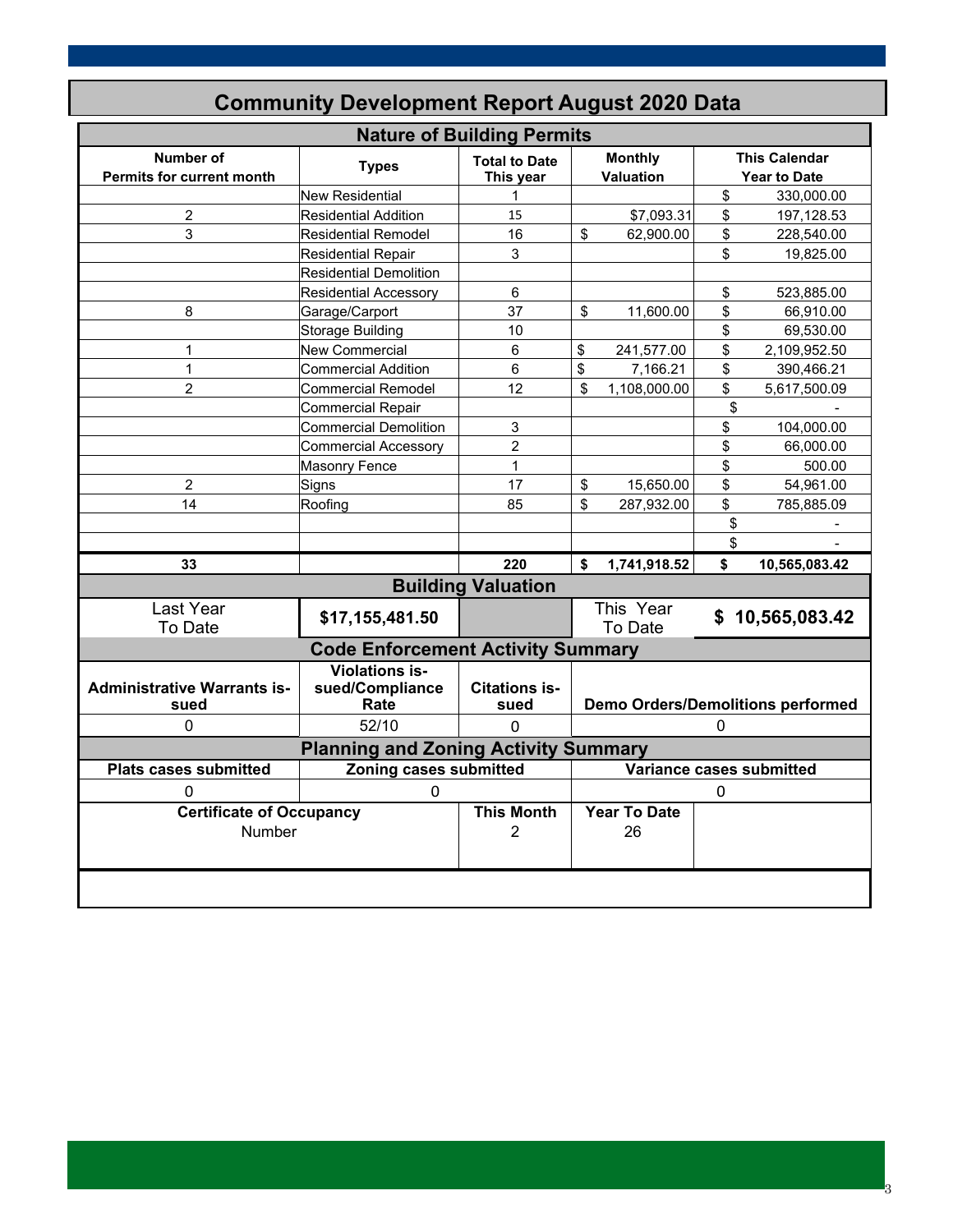# Community Development Report August 2020 Data

## Nature of Building Permits

| Number of Permits for current month | Types | Total to Date This year | Monthly Valuation | This Calendar Year to Date |
|---|---|---|---|---|
| | New Residential | 1 | | $ 330,000.00 |
| 2 | Residential Addition | 15 | $7,093.31 | $ 197,128.53 |
| 3 | Residential Remodel | 16 | $ 62,900.00 | $ 228,540.00 |
| | Residential Repair | 3 | | $ 19,825.00 |
| | Residential Demolition | | | |
| | Residential Accessory | 6 | | $ 523,885.00 |
| 8 | Garage/Carport | 37 | $ 11,600.00 | $ 66,910.00 |
| | Storage Building | 10 | | $ 69,530.00 |
| 1 | New Commercial | 6 | $ 241,577.00 | $ 2,109,952.50 |
| 1 | Commercial Addition | 6 | $ 7,166.21 | $ 390,466.21 |
| 2 | Commercial Remodel | 12 | $ 1,108,000.00 | $ 5,617,500.09 |
| | Commercial Repair | | | $ - |
| | Commercial Demolition | 3 | | $ 104,000.00 |
| | Commercial Accessory | 2 | | $ 66,000.00 |
| | Masonry Fence | 1 | | $ 500.00 |
| 2 | Signs | 17 | $ 15,650.00 | $ 54,961.00 |
| 14 | Roofing | 85 | $ 287,932.00 | $ 785,885.09 |
| | | | | $ - |
| | | | | $ - |
| **33** | | **220** | **$ 1,741,918.52** | **$ 10,565,083.42** |

## Building Valuation

| Last Year To Date | **$17,155,481.50** | | This Year To Date | **$ 10,565,083.42** |
|---|---|---|---|---|

## Code Enforcement Activity Summary

| Administrative Warrants issued | Violations issued/Compliance Rate | Citations issued | Demo Orders/Demolitions performed |
|---|---|---|---|
| 0 | 52/10 | 0 | 0 |

## Planning and Zoning Activity Summary

| Plats cases submitted | Zoning cases submitted | Variance cases submitted |
|---|---|---|
| 0 | 0 | 0 |

| Certificate of Occupancy | This Month | Year To Date |
|---|---|---|
| Number | 2 | 26 |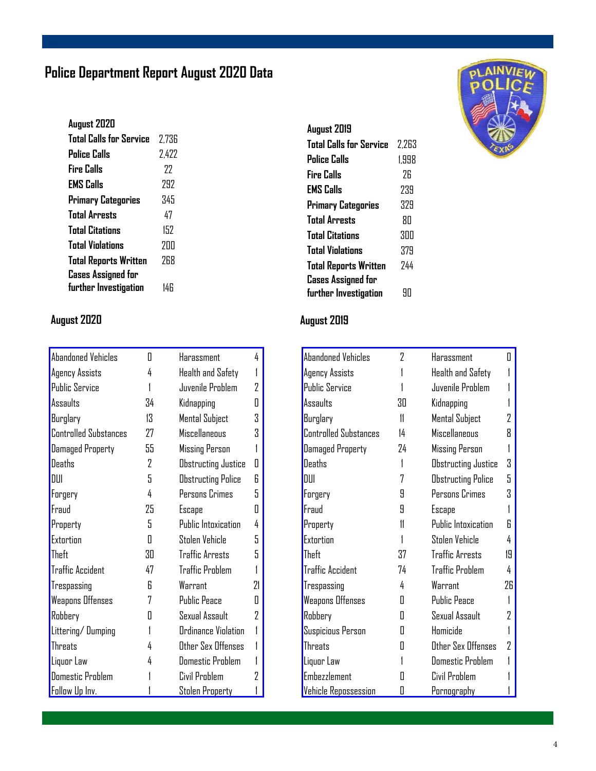# Police Department Report August 2020 Data

| August 2020 | |
|---|---|
| **Total Calls for Service** | 2,736 |
| **Police Calls** | 2,422 |
| **Fire Calls** | 22 |
| **EMS Calls** | 292 |
| **Primary Categories** | 345 |
| **Total Arrests** | 47 |
| **Total Citations** | 152 |
| **Total Violations** | 200 |
| **Total Reports Written** | 268 |
| **Cases Assigned for further Investigation** | 146 |

| August 2019 | |
|---|---|
| **Total Calls for Service** | 2,263 |
| **Police Calls** | 1,998 |
| **Fire Calls** | 26 |
| **EMS Calls** | 239 |
| **Primary Categories** | 329 |
| **Total Arrests** | 80 |
| **Total Citations** | 300 |
| **Total Violations** | 379 |
| **Total Reports Written** | 244 |
| **Cases Assigned for further Investigation** | 90 |

## August 2020

| Category | Count | Category | Count |
|---|---|---|---|
| Abandoned Vehicles | 0 | Harassment | 4 |
| Agency Assists | 4 | Health and Safety | 1 |
| Public Service | 1 | Juvenile Problem | 2 |
| Assaults | 34 | Kidnapping | 0 |
| Burglary | 13 | Mental Subject | 3 |
| Controlled Substances | 27 | Miscellaneous | 3 |
| Damaged Property | 55 | Missing Person | 1 |
| Deaths | 2 | Obstructing Justice | 0 |
| DUI | 5 | Obstructing Police | 6 |
| Forgery | 4 | Persons Crimes | 5 |
| Fraud | 25 | Escape | 0 |
| Property | 5 | Public Intoxication | 4 |
| Extortion | 0 | Stolen Vehicle | 5 |
| Theft | 30 | Traffic Arrests | 5 |
| Traffic Accident | 47 | Traffic Problem | 1 |
| Trespassing | 6 | Warrant | 21 |
| Weapons Offenses | 7 | Public Peace | 0 |
| Robbery | 0 | Sexual Assault | 2 |
| Littering/ Dumping | 1 | Ordinance Violation | 1 |
| Threats | 4 | Other Sex Offenses | 1 |
| Liquor Law | 4 | Domestic Problem | 1 |
| Domestic Problem | 1 | Civil Problem | 2 |
| Follow Up Inv. | 1 | Stolen Property | 1 |

## August 2019

| Category | Count | Category | Count |
|---|---|---|---|
| Abandoned Vehicles | 2 | Harassment | 0 |
| Agency Assists | 1 | Health and Safety | 1 |
| Public Service | 1 | Juvenile Problem | 1 |
| Assaults | 30 | Kidnapping | 1 |
| Burglary | 11 | Mental Subject | 2 |
| Controlled Substances | 14 | Miscellaneous | 8 |
| Damaged Property | 24 | Missing Person | 1 |
| Deaths | 1 | Obstructing Justice | 3 |
| DUI | 7 | Obstructing Police | 5 |
| Forgery | 9 | Persons Crimes | 3 |
| Fraud | 9 | Escape | 1 |
| Property | 11 | Public Intoxication | 6 |
| Extortion | 1 | Stolen Vehicle | 4 |
| Theft | 37 | Traffic Arrests | 19 |
| Traffic Accident | 74 | Traffic Problem | 4 |
| Trespassing | 4 | Warrant | 26 |
| Weapons Offenses | 0 | Public Peace | 1 |
| Robbery | 0 | Sexual Assault | 2 |
| Suspicious Person | 0 | Homicide | 1 |
| Threats | 0 | Other Sex Offenses | 2 |
| Liquor Law | 1 | Domestic Problem | 1 |
| Embezzlement | 0 | Civil Problem | 1 |
| Vehicle Repossession | 0 | Pornography | 1 |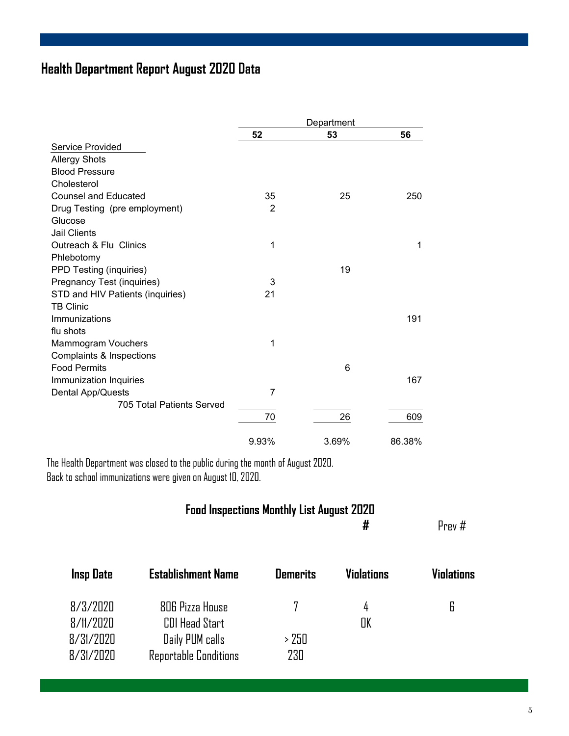## Health Department Report August 2020 Data

| Service Provided | Department 52 | 53 | 56 |
|---|---|---|---|
| Allergy Shots | | | |
| Blood Pressure | | | |
| Cholesterol | | | |
| Counsel and Educated | 35 | 25 | 250 |
| Drug Testing (pre employment) | 2 | | |
| Glucose | | | |
| Jail Clients | | | |
| Outreach & Flu Clinics | 1 | | 1 |
| Phlebotomy | | | |
| PPD Testing (inquiries) | | 19 | |
| Pregnancy Test (inquiries) | 3 | | |
| STD and HIV Patients (inquiries) | 21 | | |
| TB Clinic | | | |
| Immunizations | | | 191 |
| flu shots | | | |
| Mammogram Vouchers | 1 | | |
| Complaints & Inspections | | | |
| Food Permits | | 6 | |
| Immunization Inquiries | | | 167 |
| Dental App/Quests | 7 | | |
| 705 Total Patients Served | 70 | 26 | 609 |
| | 9.93% | 3.69% | 86.38% |

The Health Department was closed to the public during the month of August 2020.
Back to school immunizations were given on August 10, 2020.

### Food Inspections Monthly List August 2020

| Insp Date | Establishment Name | Demerits | # Violations | Prev # Violations |
|---|---|---|---|---|
| 8/3/2020 | 806 Pizza House | 7 | 4 | 6 |
| 8/11/2020 | CDI Head Start | | OK | |
| 8/31/2020 | Daily PUM calls | > 250 | | |
| 8/31/2020 | Reportable Conditions | 230 | | |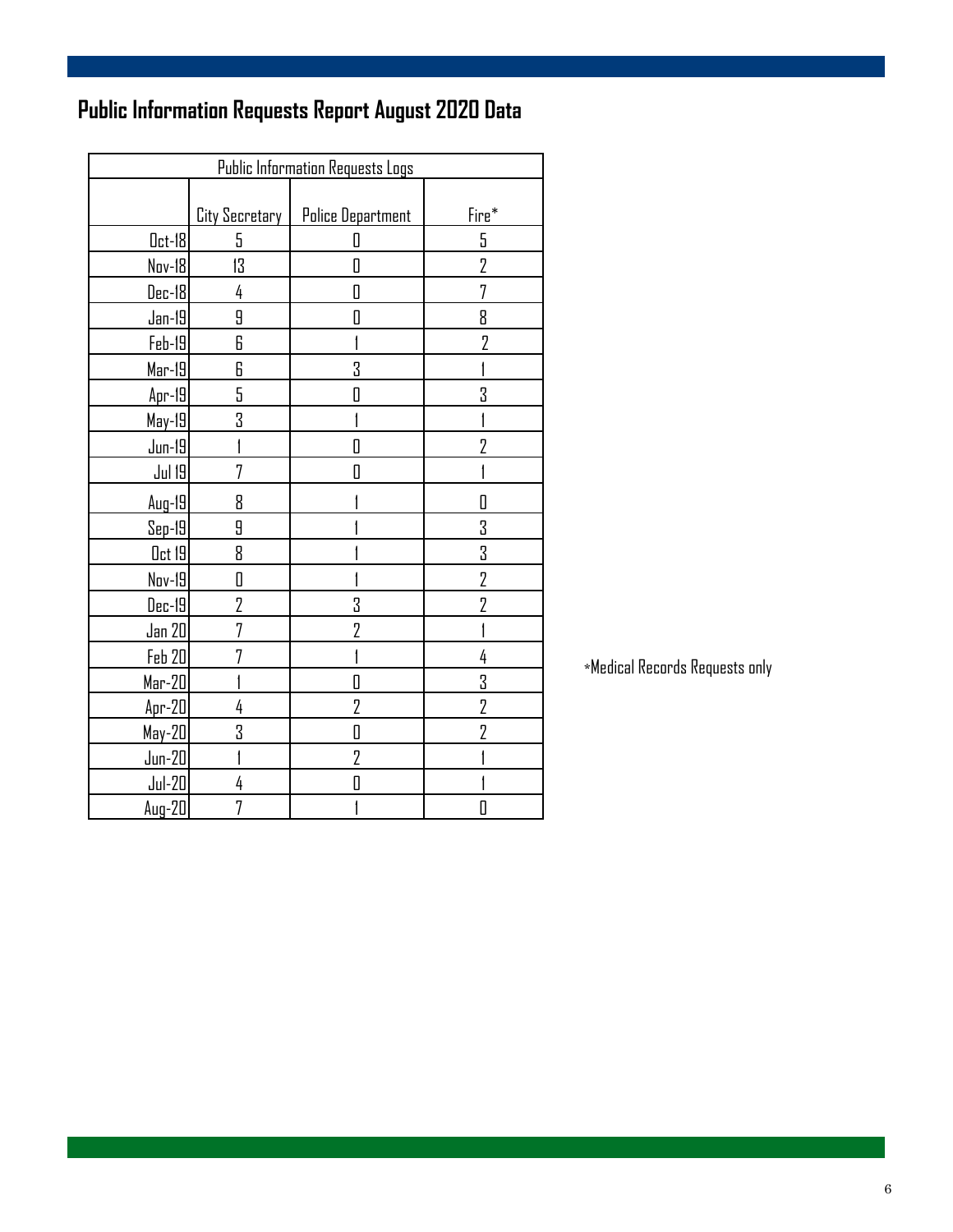# Public Information Requests Report August 2020 Data

| Public Information Requests Logs | | | |
| --- | --- | --- | --- |
| | City Secretary | Police Department | Fire* |
| Oct-18 | 5 | 0 | 5 |
| Nov-18 | 13 | 0 | 2 |
| Dec-18 | 4 | 0 | 7 |
| Jan-19 | 9 | 0 | 8 |
| Feb-19 | 6 | 1 | 2 |
| Mar-19 | 6 | 3 | 1 |
| Apr-19 | 5 | 0 | 3 |
| May-19 | 3 | 1 | 1 |
| Jun-19 | 1 | 0 | 2 |
| Jul 19 | 7 | 0 | 1 |
| Aug-19 | 8 | 1 | 0 |
| Sep-19 | 9 | 1 | 3 |
| Oct 19 | 8 | 1 | 3 |
| Nov-19 | 0 | 1 | 2 |
| Dec-19 | 2 | 3 | 2 |
| Jan 20 | 7 | 2 | 1 |
| Feb 20 | 7 | 1 | 4 |
| Mar-20 | 1 | 0 | 3 |
| Apr-20 | 4 | 2 | 2 |
| May-20 | 3 | 0 | 2 |
| Jun-20 | 1 | 2 | 1 |
| Jul-20 | 4 | 0 | 1 |
| Aug-20 | 7 | 1 | 0 |

*Medical Records Requests only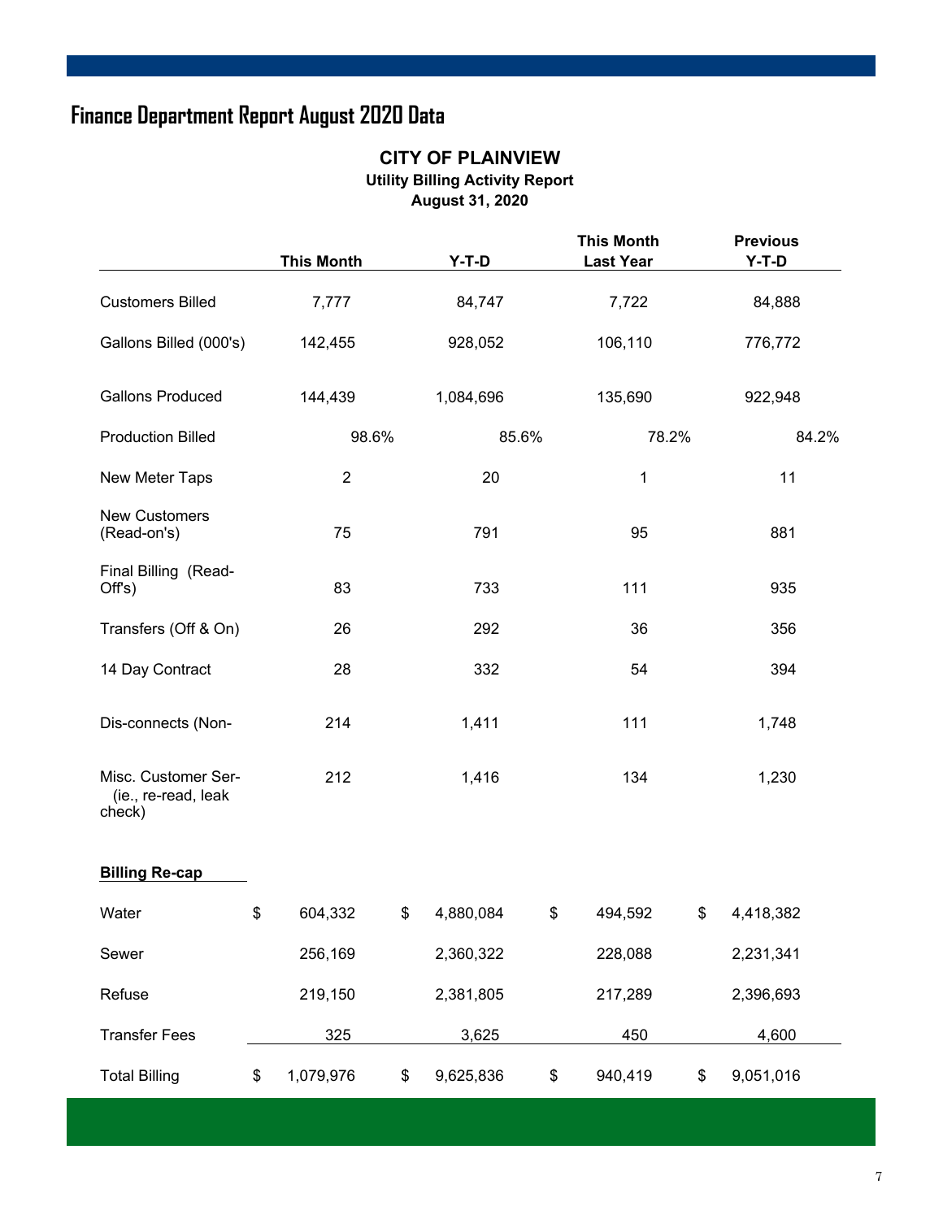# Finance Department Report August 2020 Data

## CITY OF PLAINVIEW

### Utility Billing Activity Report

### August 31, 2020

| | This Month | Y-T-D | This Month Last Year | Previous Y-T-D |
|---|---|---|---|---|
| Customers Billed | 7,777 | 84,747 | 7,722 | 84,888 |
| Gallons Billed (000's) | 142,455 | 928,052 | 106,110 | 776,772 |
| Gallons Produced | 144,439 | 1,084,696 | 135,690 | 922,948 |
| Production Billed | 98.6% | 85.6% | 78.2% | 84.2% |
| New Meter Taps | 2 | 20 | 1 | 11 |
| New Customers (Read-on's) | 75 | 791 | 95 | 881 |
| Final Billing (Read-Off's) | 83 | 733 | 111 | 935 |
| Transfers (Off & On) | 26 | 292 | 36 | 356 |
| 14 Day Contract | 28 | 332 | 54 | 394 |
| Dis-connects (Non- | 214 | 1,411 | 111 | 1,748 |
| Misc. Customer Ser- (ie., re-read, leak check) | 212 | 1,416 | 134 | 1,230 |
| **Billing Re-cap** | | | | |
| Water | $ 604,332 | $ 4,880,084 | $ 494,592 | $ 4,418,382 |
| Sewer | 256,169 | 2,360,322 | 228,088 | 2,231,341 |
| Refuse | 219,150 | 2,381,805 | 217,289 | 2,396,693 |
| Transfer Fees | 325 | 3,625 | 450 | 4,600 |
| Total Billing | $ 1,079,976 | $ 9,625,836 | $ 940,419 | $ 9,051,016 |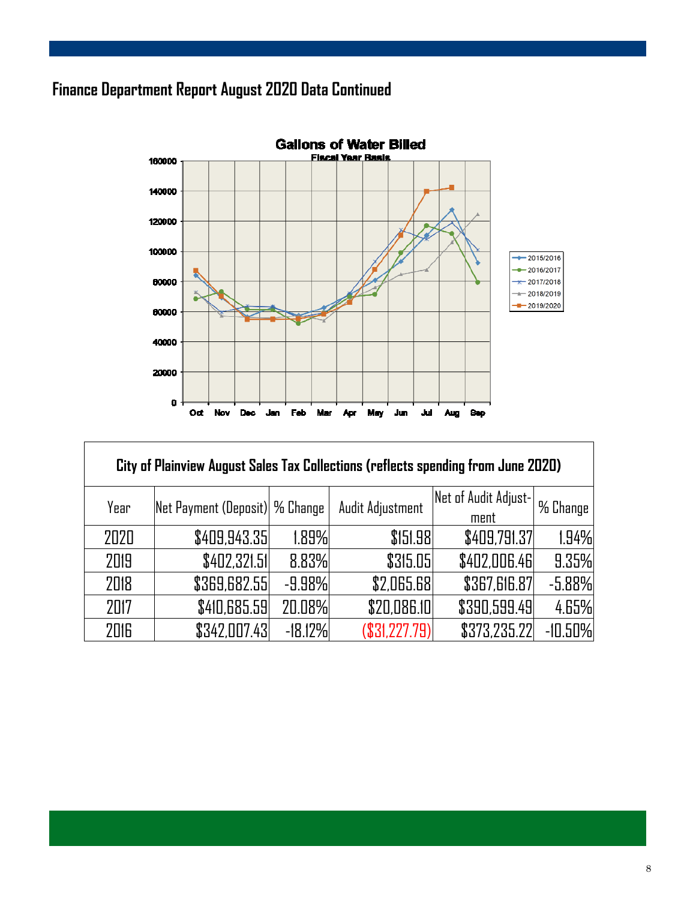## Finance Department Report August 2020 Data Continued

**Gallons of Water Billed**

Fiscal Year Basis

| City of Plainview August Sales Tax Collections (reflects spending from June 2020) | | | | | |
|---|---|---|---|---|---|
| Year | Net Payment (Deposit) | % Change | Audit Adjustment | Net of Audit Adjust-ment | % Change |
| 2020 | $409,943.35 | 1.89% | $151.98 | $409,791.37 | 1.94% |
| 2019 | $402,321.51 | 8.83% | $315.05 | $402,006.46 | 9.35% |
| 2018 | $369,682.55 | -9.98% | $2,065.68 | $367,616.87 | -5.88% |
| 2017 | $410,685.59 | 20.08% | $20,086.10 | $390,599.49 | 4.65% |
| 2016 | $342,007.43 | -18.12% | ($31,227.79) | $373,235.22 | -10.50% |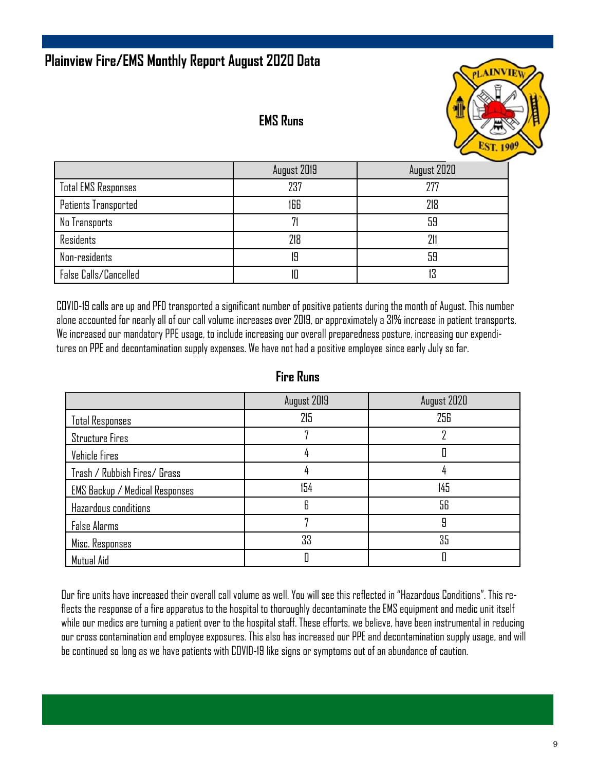# Plainview Fire/EMS Monthly Report August 2020 Data

## EMS Runs

| | August 2019 | August 2020 |
|---|---|---|
| Total EMS Responses | 237 | 277 |
| Patients Transported | 166 | 218 |
| No Transports | 71 | 59 |
| Residents | 218 | 211 |
| Non-residents | 19 | 59 |
| False Calls/Cancelled | 10 | 13 |

COVID-19 calls are up and PFD transported a significant number of positive patients during the month of August. This number alone accounted for nearly all of our call volume increases over 2019, or approximately a 31% increase in patient transports. We increased our mandatory PPE usage, to include increasing our overall preparedness posture, increasing our expenditures on PPE and decontamination supply expenses. We have not had a positive employee since early July so far.

## Fire Runs

| | August 2019 | August 2020 |
|---|---|---|
| Total Responses | 215 | 256 |
| Structure Fires | 7 | 2 |
| Vehicle Fires | 4 | 0 |
| Trash / Rubbish Fires/ Grass | 4 | 4 |
| EMS Backup / Medical Responses | 154 | 145 |
| Hazardous conditions | 6 | 56 |
| False Alarms | 7 | 9 |
| Misc. Responses | 33 | 35 |
| Mutual Aid | 0 | 0 |

Our fire units have increased their overall call volume as well. You will see this reflected in "Hazardous Conditions". This reflects the response of a fire apparatus to the hospital to thoroughly decontaminate the EMS equipment and medic unit itself while our medics are turning a patient over to the hospital staff. These efforts, we believe, have been instrumental in reducing our cross contamination and employee exposures. This also has increased our PPE and decontamination supply usage, and will be continued so long as we have patients with COVID-19 like signs or symptoms out of an abundance of caution.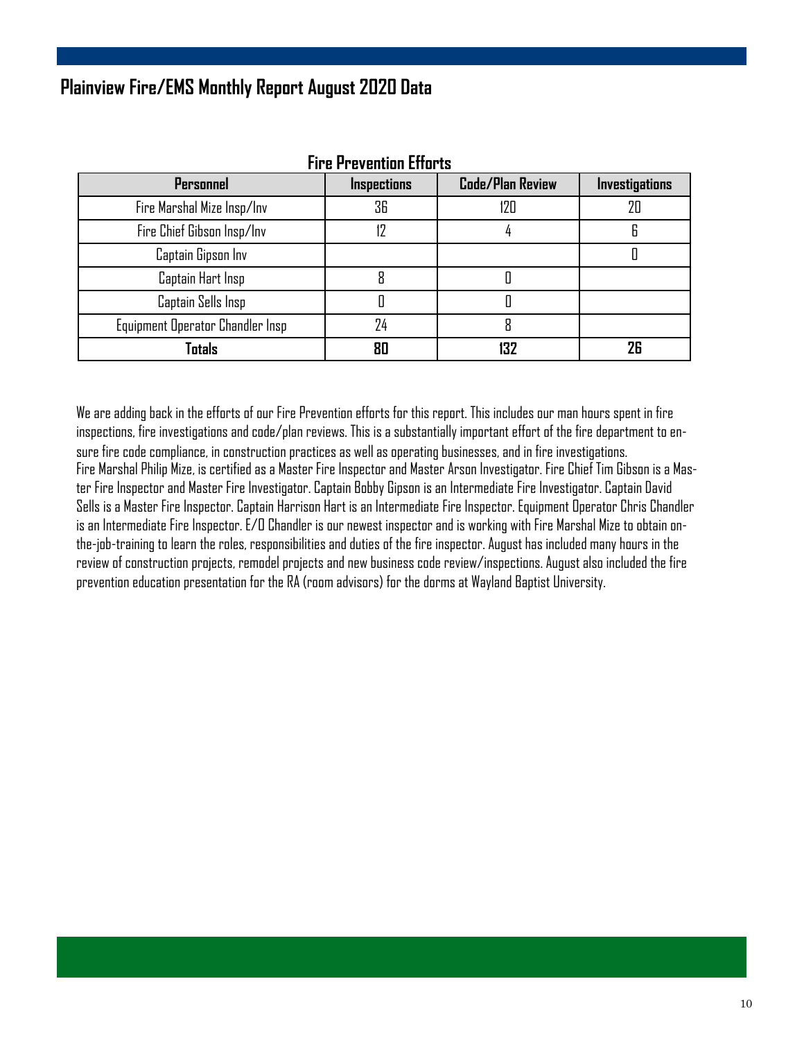## Plainview Fire/EMS Monthly Report August 2020 Data

**Fire Prevention Efforts**

| Personnel | Inspections | Code/Plan Review | Investigations |
|---|---|---|---|
| Fire Marshal Mize Insp/Inv | 36 | 120 | 20 |
| Fire Chief Gibson Insp/Inv | 12 | 4 | 6 |
| Captain Gipson Inv | | | 0 |
| Captain Hart Insp | 8 | 0 | |
| Captain Sells Insp | 0 | 0 | |
| Equipment Operator Chandler Insp | 24 | 8 | |
| **Totals** | **80** | **132** | **26** |

We are adding back in the efforts of our Fire Prevention efforts for this report. This includes our man hours spent in fire inspections, fire investigations and code/plan reviews. This is a substantially important effort of the fire department to ensure fire code compliance, in construction practices as well as operating businesses, and in fire investigations.
Fire Marshal Philip Mize, is certified as a Master Fire Inspector and Master Arson Investigator. Fire Chief Tim Gibson is a Master Fire Inspector and Master Fire Investigator. Captain Bobby Gipson is an Intermediate Fire Investigator. Captain David Sells is a Master Fire Inspector. Captain Harrison Hart is an Intermediate Fire Inspector. Equipment Operator Chris Chandler is an Intermediate Fire Inspector. E/O Chandler is our newest inspector and is working with Fire Marshal Mize to obtain on-the-job-training to learn the roles, responsibilities and duties of the fire inspector. August has included many hours in the review of construction projects, remodel projects and new business code review/inspections. August also included the fire prevention education presentation for the RA (room advisors) for the dorms at Wayland Baptist University.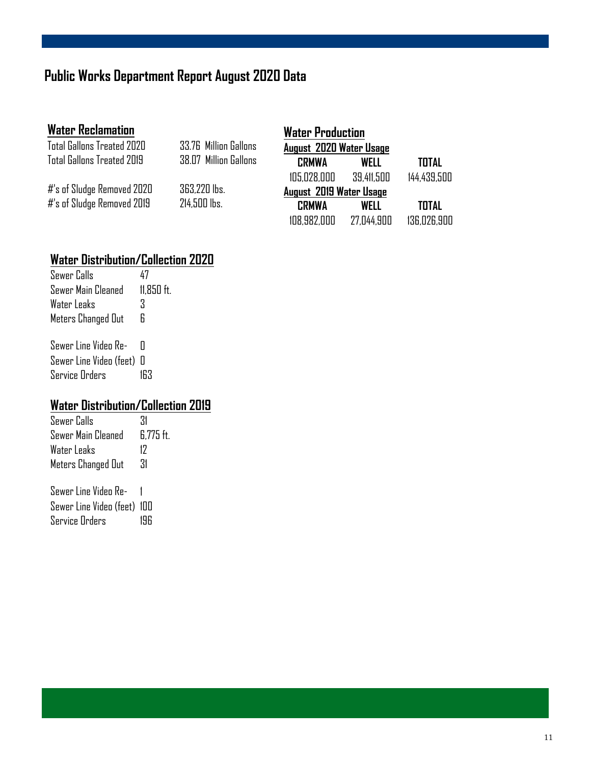# Public Works Department Report August 2020 Data

## Water Reclamation

| | |
|---|---|
| Total Gallons Treated 2020 | 33.76 Million Gallons |
| Total Gallons Treated 2019 | 38.07 Million Gallons |
| #'s of Sludge Removed 2020 | 363,220 lbs. |
| #'s of Sludge Removed 2019 | 214,500 lbs. |

## Water Production

**August 2020 Water Usage**

| CRMWA | WELL | TOTAL |
|---|---|---|
| 105,028,000 | 39,411,500 | 144,439,500 |

**August 2019 Water Usage**

| CRMWA | WELL | TOTAL |
|---|---|---|
| 108,982,000 | 27,044,900 | 136,026,900 |

## Water Distribution/Collection 2020

| | |
|---|---|
| Sewer Calls | 47 |
| Sewer Main Cleaned | 11,850 ft. |
| Water Leaks | 3 |
| Meters Changed Out | 6 |
| Sewer Line Video Re- | 0 |
| Sewer Line Video (feet) | 0 |
| Service Orders | 163 |

## Water Distribution/Collection 2019

| | |
|---|---|
| Sewer Calls | 31 |
| Sewer Main Cleaned | 6,775 ft. |
| Water Leaks | 12 |
| Meters Changed Out | 31 |
| Sewer Line Video Re- | 1 |
| Sewer Line Video (feet) | 100 |
| Service Orders | 196 |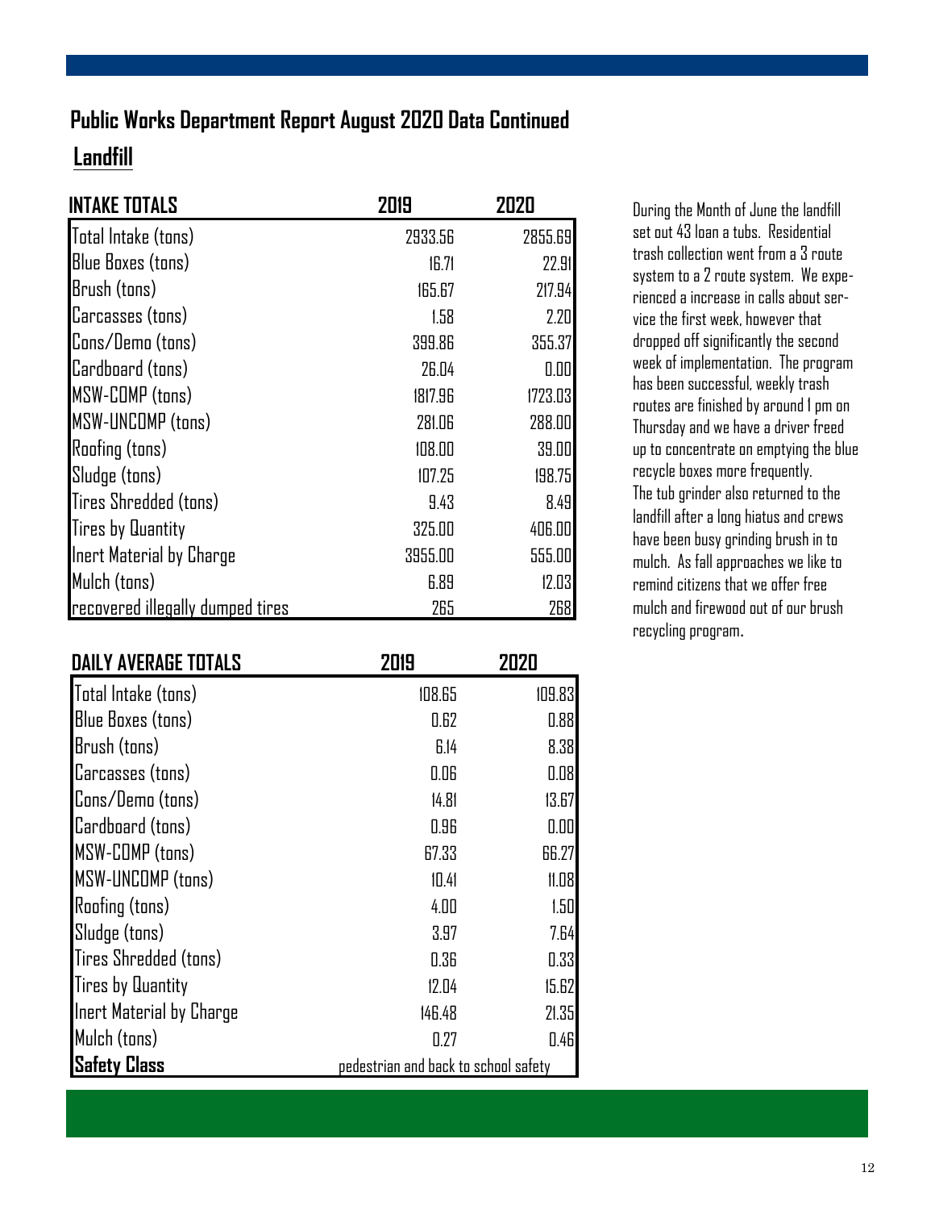## Public Works Department Report August 2020 Data Continued

### Landfill

| INTAKE TOTALS | 2019 | 2020 |
|---|---|---|
| Total Intake (tons) | 2933.56 | 2855.69 |
| Blue Boxes (tons) | 16.71 | 22.91 |
| Brush (tons) | 165.67 | 217.94 |
| Carcasses (tons) | 1.58 | 2.20 |
| Cons/Demo (tons) | 399.86 | 355.37 |
| Cardboard (tons) | 26.04 | 0.00 |
| MSW-COMP (tons) | 1817.96 | 1723.03 |
| MSW-UNCOMP (tons) | 281.06 | 288.00 |
| Roofing (tons) | 108.00 | 39.00 |
| Sludge (tons) | 107.25 | 198.75 |
| Tires Shredded (tons) | 9.43 | 8.49 |
| Tires by Quantity | 325.00 | 406.00 |
| Inert Material by Charge | 3955.00 | 555.00 |
| Mulch (tons) | 6.89 | 12.03 |
| recovered illegally dumped tires | 265 | 268 |

During the Month of June the landfill set out 43 loan a tubs. Residential trash collection went from a 3 route system to a 2 route system. We experienced a increase in calls about service the first week, however that dropped off significantly the second week of implementation. The program has been successful, weekly trash routes are finished by around 1 pm on Thursday and we have a driver freed up to concentrate on emptying the blue recycle boxes more frequently.
The tub grinder also returned to the landfill after a long hiatus and crews have been busy grinding brush in to mulch. As fall approaches we like to remind citizens that we offer free mulch and firewood out of our brush recycling program.

| DAILY AVERAGE TOTALS | 2019 | 2020 |
|---|---|---|
| Total Intake (tons) | 108.65 | 109.83 |
| Blue Boxes (tons) | 0.62 | 0.88 |
| Brush (tons) | 6.14 | 8.38 |
| Carcasses (tons) | 0.06 | 0.08 |
| Cons/Demo (tons) | 14.81 | 13.67 |
| Cardboard (tons) | 0.96 | 0.00 |
| MSW-COMP (tons) | 67.33 | 66.27 |
| MSW-UNCOMP (tons) | 10.41 | 11.08 |
| Roofing (tons) | 4.00 | 1.50 |
| Sludge (tons) | 3.97 | 7.64 |
| Tires Shredded (tons) | 0.36 | 0.33 |
| Tires by Quantity | 12.04 | 15.62 |
| Inert Material by Charge | 146.48 | 21.35 |
| Mulch (tons) | 0.27 | 0.46 |
| **Safety Class** | pedestrian and back to school safety | |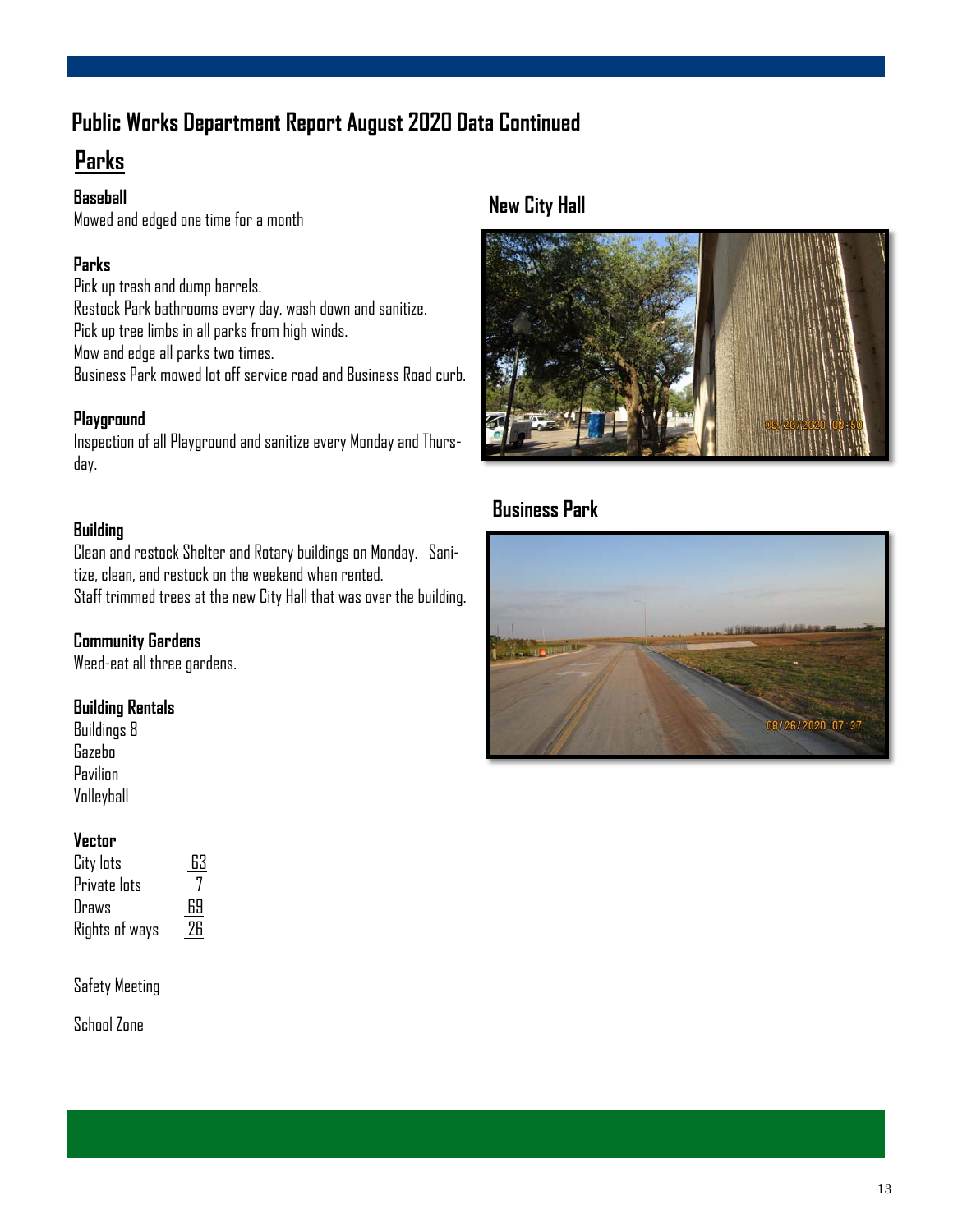## Public Works Department Report August 2020 Data Continued

## Parks

### Baseball

Mowed and edged one time for a month

### Parks

Pick up trash and dump barrels.
Restock Park bathrooms every day, wash down and sanitize.
Pick up tree limbs in all parks from high winds.
Mow and edge all parks two times.
Business Park mowed lot off service road and Business Road curb.

### Playground

Inspection of all Playground and sanitize every Monday and Thursday.

### Building

Clean and restock Shelter and Rotary buildings on Monday. Sanitize, clean, and restock on the weekend when rented.
Staff trimmed trees at the new City Hall that was over the building.

### Community Gardens

Weed-eat all three gardens.

### Building Rentals

Buildings 8
Gazebo
Pavilion
Volleyball

### Vector

| | |
|---|---|
| City lots | 63 |
| Private lots | 7 |
| Draws | 69 |
| Rights of ways | 26 |

Safety Meeting

School Zone

### New City Hall

### Business Park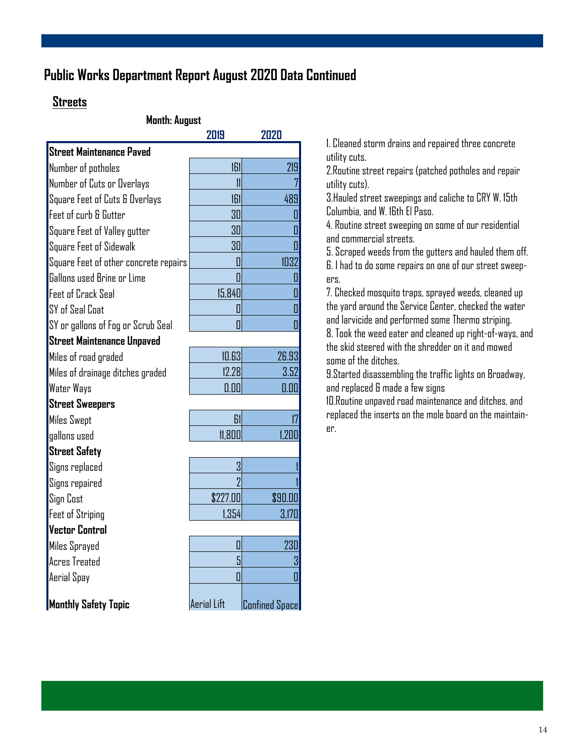# Public Works Department Report August 2020 Data Continued

## Streets

**Month: August**

| | 2019 | 2020 |
|---|---|---|
| **Street Maintenance Paved** | | |
| Number of potholes | 161 | 219 |
| Number of Cuts or Overlays | 11 | 7 |
| Square Feet of Cuts & Overlays | 161 | 489 |
| Feet of curb & Gutter | 30 | 0 |
| Square Feet of Valley gutter | 30 | 0 |
| Square Feet of Sidewalk | 30 | 0 |
| Square Feet of other concrete repairs | 0 | 1032 |
| Gallons used Brine or Lime | 0 | 0 |
| Feet of Crack Seal | 15,840 | 0 |
| SY of Seal Coat | 0 | 0 |
| SY or gallons of Fog or Scrub Seal | 0 | 0 |
| **Street Maintenance Unpaved** | | |
| Miles of road graded | 10.63 | 26.93 |
| Miles of drainage ditches graded | 12.28 | 3.52 |
| Water Ways | 0.00 | 0.00 |
| **Street Sweepers** | | |
| Miles Swept | 61 | 17 |
| gallons used | 11,800 | 1,200 |
| **Street Safety** | | |
| Signs replaced | 3 | 1 |
| Signs repaired | 2 | 1 |
| Sign Cost | $227.00 | $90.00 |
| Feet of Striping | 1,354 | 3,170 |
| **Vector Control** | | |
| Miles Sprayed | 0 | 230 |
| Acres Treated | 5 | 3 |
| Aerial Spay | 0 | 0 |
| **Monthly Safety Topic** | Aerial Lift | Confined Space |

1. Cleaned storm drains and repaired three concrete utility cuts.
2. Routine street repairs (patched potholes and repair utility cuts).
3. Hauled street sweepings and caliche to CRY W. 15th Columbia, and W. 16th El Paso.
4. Routine street sweeping on some of our residential and commercial streets.
5. Scraped weeds from the gutters and hauled them off.
6. I had to do some repairs on one of our street sweepers.
7. Checked mosquito traps, sprayed weeds, cleaned up the yard around the Service Center, checked the water and larvicide and performed some Thermo striping.
8. Took the weed eater and cleaned up right-of-ways, and the skid steered with the shredder on it and mowed some of the ditches.
9. Started disassembling the traffic lights on Broadway, and replaced & made a few signs
10. Routine unpaved road maintenance and ditches, and replaced the inserts on the mole board on the maintainer.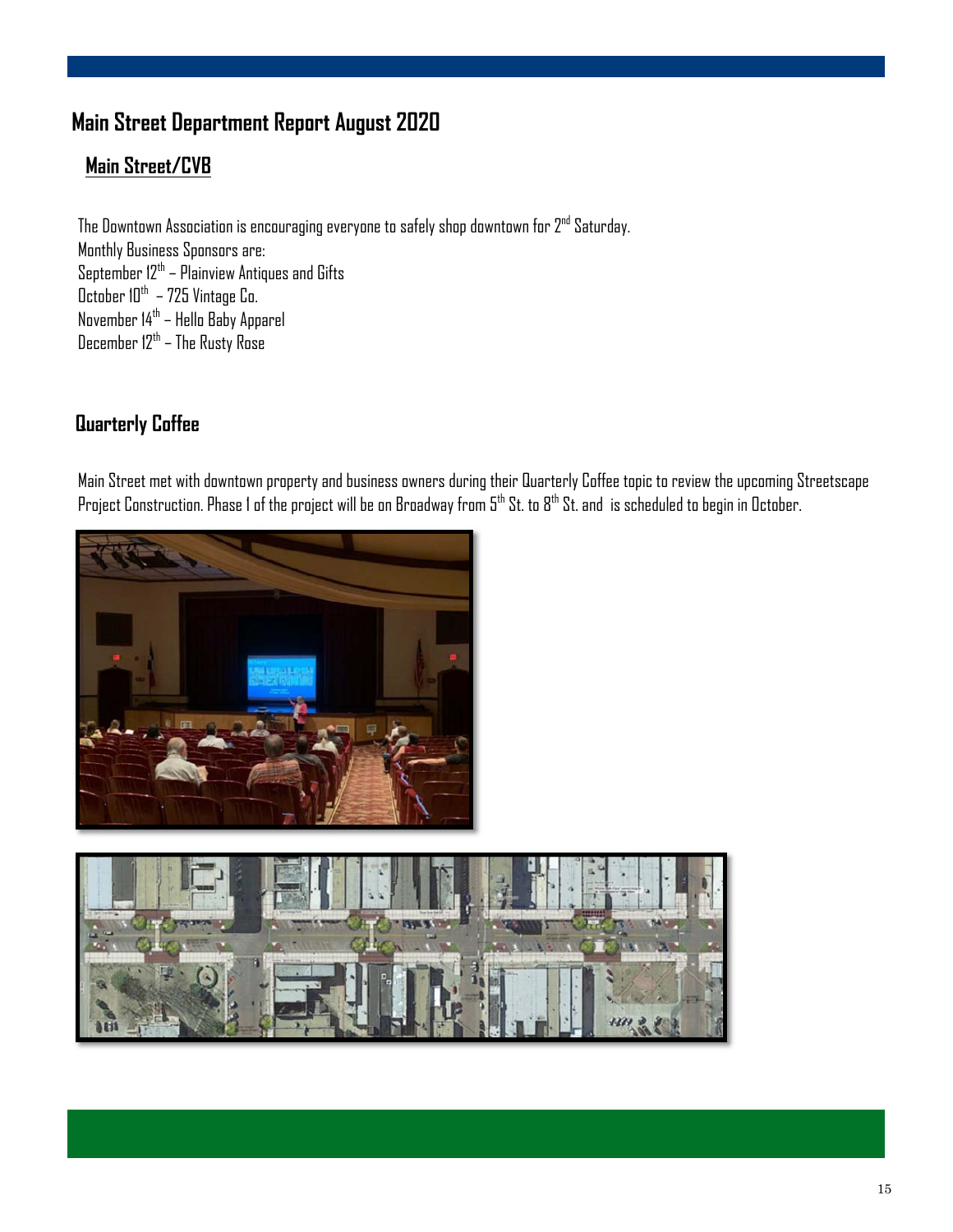# Main Street Department Report August 2020

## Main Street/CVB

The Downtown Association is encouraging everyone to safely shop downtown for 2nd Saturday.
Monthly Business Sponsors are:
September 12th – Plainview Antiques and Gifts
October 10th – 725 Vintage Co.
November 14th – Hello Baby Apparel
December 12th – The Rusty Rose

## Quarterly Coffee

Main Street met with downtown property and business owners during their Quarterly Coffee topic to review the upcoming Streetscape Project Construction. Phase 1 of the project will be on Broadway from 5th St. to 8th St. and is scheduled to begin in October.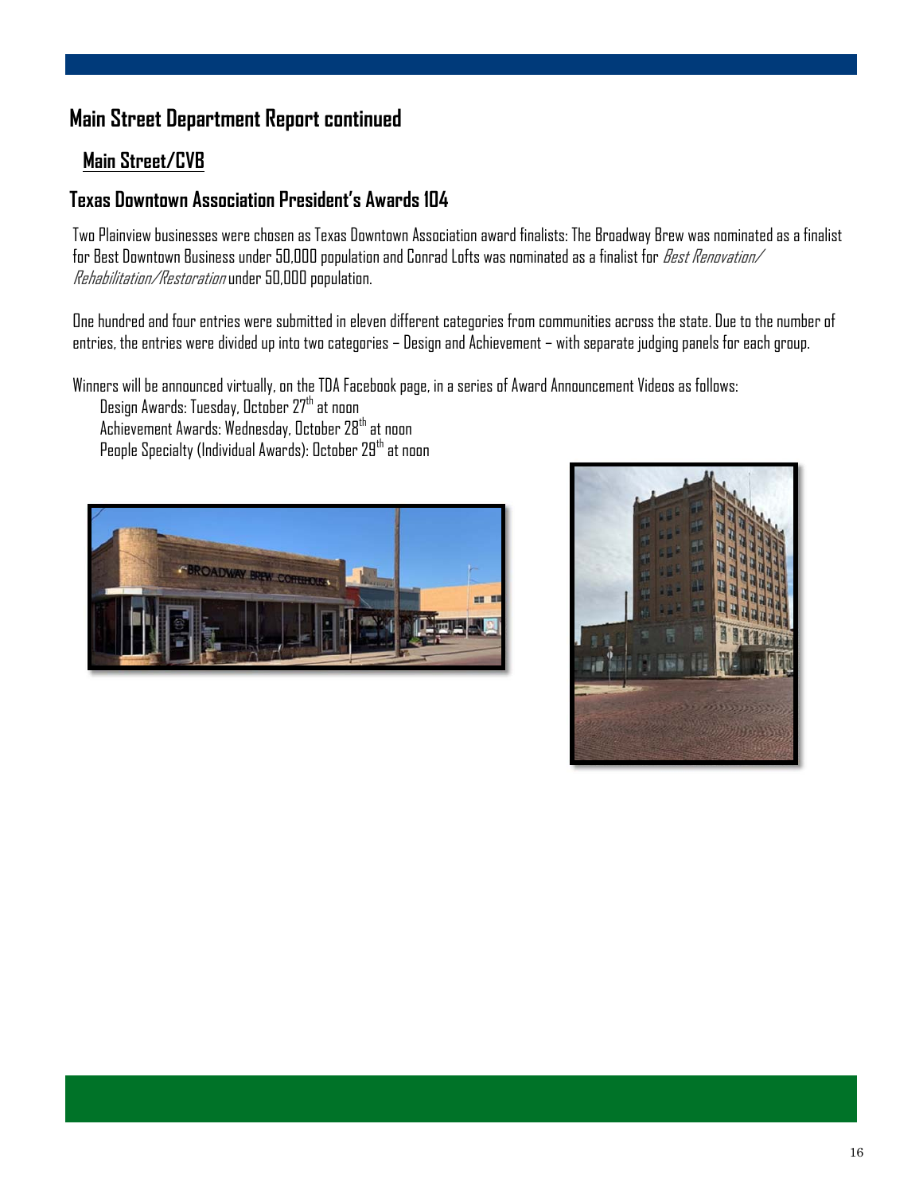## Main Street Department Report continued

### Main Street/CVB

### Texas Downtown Association President's Awards 104

Two Plainview businesses were chosen as Texas Downtown Association award finalists: The Broadway Brew was nominated as a finalist for Best Downtown Business under 50,000 population and Conrad Lofts was nominated as a finalist for *Best Renovation/ Rehabilitation/Restoration* under 50,000 population.

One hundred and four entries were submitted in eleven different categories from communities across the state. Due to the number of entries, the entries were divided up into two categories – Design and Achievement – with separate judging panels for each group.

Winners will be announced virtually, on the TDA Facebook page, in a series of Award Announcement Videos as follows:

Design Awards: Tuesday, October 27th at noon
Achievement Awards: Wednesday, October 28th at noon
People Specialty (Individual Awards): October 29th at noon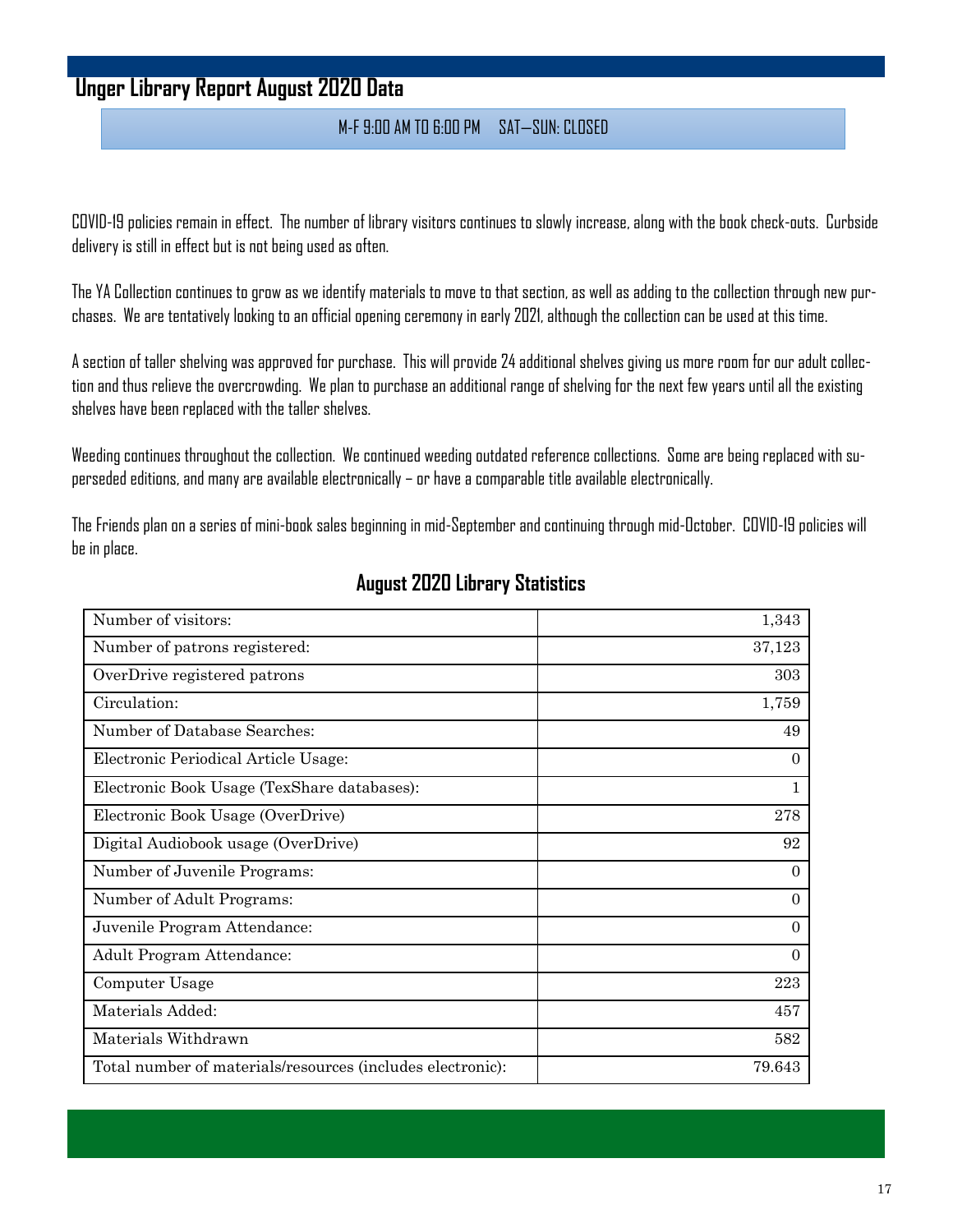# Unger Library Report August 2020 Data

M-F 9:00 AM TO 6:00 PM     SAT—SUN: CLOSED

COVID-19 policies remain in effect. The number of library visitors continues to slowly increase, along with the book check-outs. Curbside delivery is still in effect but is not being used as often.

The YA Collection continues to grow as we identify materials to move to that section, as well as adding to the collection through new purchases. We are tentatively looking to an official opening ceremony in early 2021, although the collection can be used at this time.

A section of taller shelving was approved for purchase. This will provide 24 additional shelves giving us more room for our adult collection and thus relieve the overcrowding. We plan to purchase an additional range of shelving for the next few years until all the existing shelves have been replaced with the taller shelves.

Weeding continues throughout the collection. We continued weeding outdated reference collections. Some are being replaced with superseded editions, and many are available electronically – or have a comparable title available electronically.

The Friends plan on a series of mini-book sales beginning in mid-September and continuing through mid-October. COVID-19 policies will be in place.

## August 2020 Library Statistics

| | |
|---|---:|
| Number of visitors: | 1,343 |
| Number of patrons registered: | 37,123 |
| OverDrive registered patrons | 303 |
| Circulation: | 1,759 |
| Number of Database Searches: | 49 |
| Electronic Periodical Article Usage: | 0 |
| Electronic Book Usage (TexShare databases): | 1 |
| Electronic Book Usage (OverDrive) | 278 |
| Digital Audiobook usage (OverDrive) | 92 |
| Number of Juvenile Programs: | 0 |
| Number of Adult Programs: | 0 |
| Juvenile Program Attendance: | 0 |
| Adult Program Attendance: | 0 |
| Computer Usage | 223 |
| Materials Added: | 457 |
| Materials Withdrawn | 582 |
| Total number of materials/resources (includes electronic): | 79.643 |